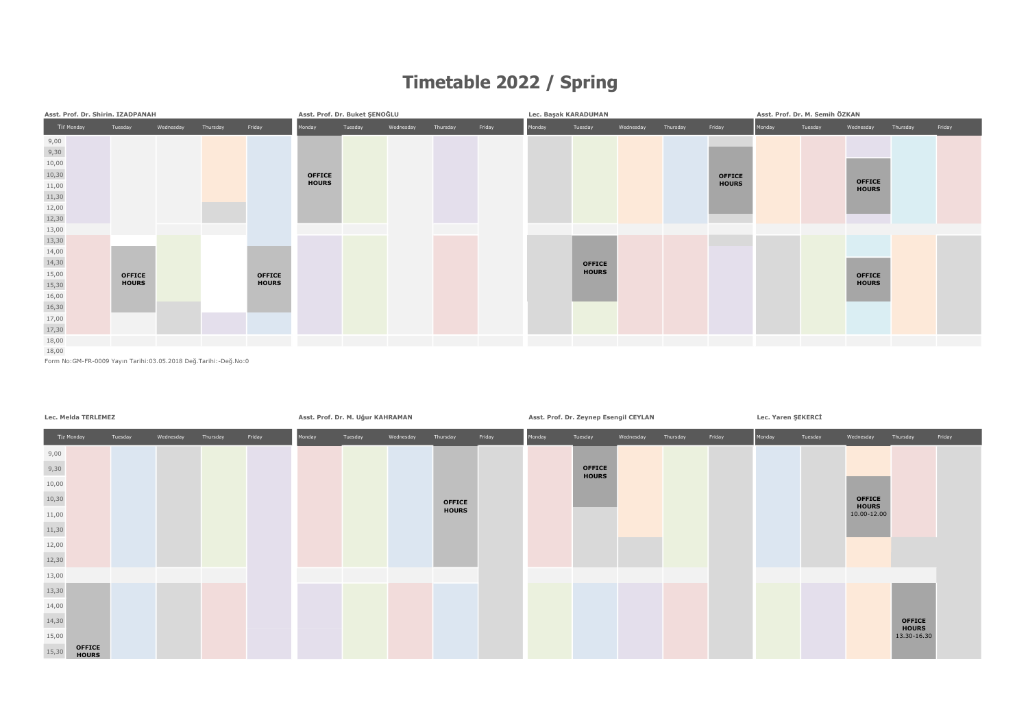# Timetable 2022 / Spring

### Asst. Prof. Dr. Shirin. IZADPANAH

| Time | Monday | Tuesday | Wednesday | Thursday | Friday |
|---|---|---|---|---|---|
| 9,00 | | | | | |
| 9,30 | | | | | |
| 10,00 | | | | | |
| 10,30 | | | | | |
| 11,00 | | | | | |
| 11,30 | | | | | |
| 12,00 | | | | | |
| 12,30 | | | | | |
| 13,00 | | | | | |
| 13,30 | | | | | |
| 14,00 | | OFFICE HOURS | | | OFFICE HOURS |
| 14,30 | | | | | |
| 15,00 | | | | | |
| 15,30 | | | | | |
| 16,00 | | | | | |
| 16,30 | | | | | |
| 17,00 | | | | | |
| 17,30 | | | | | |
| 18,00 | | | | | |
| 18,00 | | | | | |

### Asst. Prof. Dr. Buket ŞENOĞLU

| Monday | Tuesday | Wednesday | Thursday | Friday |
|---|---|---|---|---|
| OFFICE HOURS | | | | |

### Lec. Başak KARADUMAN

| Monday | Tuesday | Wednesday | Thursday | Friday |
|---|---|---|---|---|
| | OFFICE HOURS | | | OFFICE HOURS |

### Asst. Prof. Dr. M. Semih ÖZKAN

| Monday | Tuesday | Wednesday | Thursday | Friday |
|---|---|---|---|---|
| | | OFFICE HOURS | | |
| | | OFFICE HOURS | | |

Form No:GM-FR-0009 Yayın Tarihi:03.05.2018 Değ.Tarihi:-Değ.No:0

### Lec. Melda TERLEMEZ

| Time | Monday | Tuesday | Wednesday | Thursday | Friday |
|---|---|---|---|---|---|
| 9,00 | | | | | |
| 9,30 | | | | | |
| 10,00 | | | | | |
| 10,30 | | | | | |
| 11,00 | | | | | |
| 11,30 | | | | | |
| 12,00 | | | | | |
| 12,30 | | | | | |
| 13,00 | | | | | |
| 13,30 | | | | | |
| 14,00 | | | | | |
| 14,30 | | | | | |
| 15,00 | | | | | |
| 15,30 | OFFICE HOURS | | | | |

### Asst. Prof. Dr. M. Uğur KAHRAMAN

| Monday | Tuesday | Wednesday | Thursday | Friday |
|---|---|---|---|---|
| | | | OFFICE HOURS | |

### Asst. Prof. Dr. Zeynep Esengil CEYLAN

| Monday | Tuesday | Wednesday | Thursday | Friday |
|---|---|---|---|---|
| | OFFICE HOURS | | | |

### Lec. Yaren ŞEKERCİ

| Monday | Tuesday | Wednesday | Thursday | Friday |
|---|---|---|---|---|
| | | OFFICE HOURS 10.00-12.00 | | |
| | | | OFFICE HOURS 13.30-16.30 | |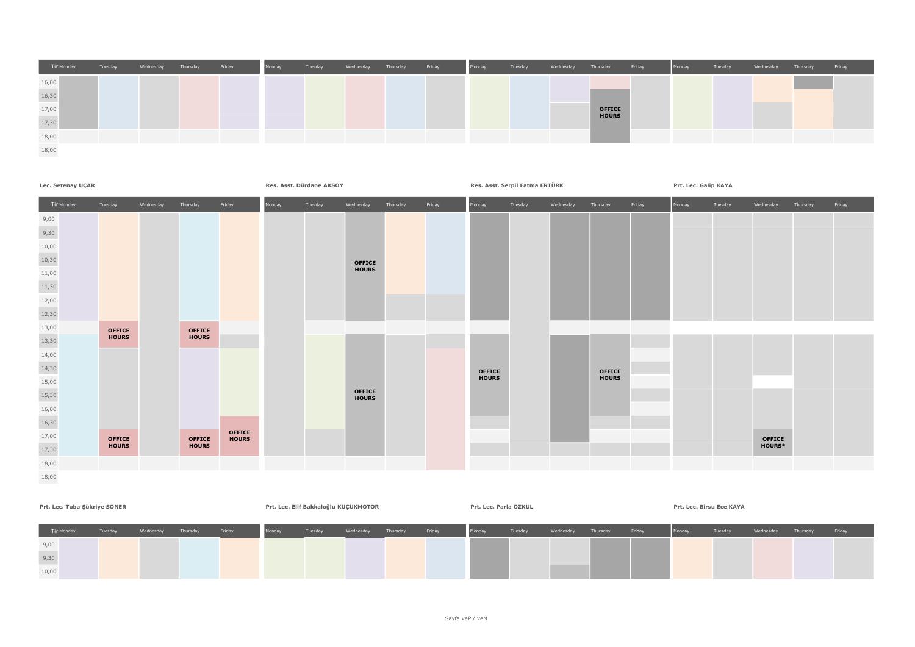| Tir | Monday | Tuesday | Wednesday | Thursday | Friday |
|---|---|---|---|---|---|
| 16,00 | | | | | |
| 16,30 | | | | | |
| 17,00 | | | | | |
| 17,30 | | | | | |
| 18,00 | | | | | |
| 18,00 | | | | | |

| Monday | Tuesday | Wednesday | Thursday | Friday |
|---|---|---|---|---|
| | | | | |

| Monday | Tuesday | Wednesday | Thursday | Friday |
|---|---|---|---|---|
| | | | OFFICE HOURS | |

| Monday | Tuesday | Wednesday | Thursday | Friday |
|---|---|---|---|---|
| | | | | |

**Lec. Setenay UÇAR**

| Tir | Monday | Tuesday | Wednesday | Thursday | Friday |
|---|---|---|---|---|---|
| 9,00 | | | | | |
| 9,30 | | | | | |
| 10,00 | | | | | |
| 10,30 | | | | | |
| 11,00 | | | | | |
| 11,30 | | | | | |
| 12,00 | | | | | |
| 12,30 | | | | | |
| 13,00 | | OFFICE HOURS | | OFFICE HOURS | |
| 13,30 | | OFFICE HOURS | | OFFICE HOURS | |
| 14,00 | | | | | |
| 14,30 | | | | | |
| 15,00 | | | | | |
| 15,30 | | | | | |
| 16,00 | | | | | |
| 16,30 | | | | | OFFICE HOURS |
| 17,00 | | OFFICE HOURS | | OFFICE HOURS | OFFICE HOURS |
| 17,30 | | OFFICE HOURS | | OFFICE HOURS | OFFICE HOURS |
| 18,00 | | | | | |
| 18,00 | | | | | |

**Res. Asst. Dürdane AKSOY**

| Monday | Tuesday | Wednesday | Thursday | Friday |
|---|---|---|---|---|
| | | OFFICE HOURS | | |
| | | OFFICE HOURS | | |

**Res. Asst. Serpil Fatma ERTÜRK**

| Monday | Tuesday | Wednesday | Thursday | Friday |
|---|---|---|---|---|
| OFFICE HOURS | | | OFFICE HOURS | |

**Prt. Lec. Galip KAYA**

| Monday | Tuesday | Wednesday | Thursday | Friday |
|---|---|---|---|---|
| | | OFFICE HOURS* | | |

**Prt. Lec. Tuba Şükriye SONER**

| Tir | Monday | Tuesday | Wednesday | Thursday | Friday |
|---|---|---|---|---|---|
| 9,00 | | | | | |
| 9,30 | | | | | |
| 10,00 | | | | | |

**Prt. Lec. Elif Bakkaloğlu KÜÇÜKMOTOR**

| Monday | Tuesday | Wednesday | Thursday | Friday |
|---|---|---|---|---|
| | | | | |

**Prt. Lec. Parla ÖZKUL**

| Monday | Tuesday | Wednesday | Thursday | Friday |
|---|---|---|---|---|
| | | | | |

**Prt. Lec. Birsu Ece KAYA**

| Monday | Tuesday | Wednesday | Thursday | Friday |
|---|---|---|---|---|
| | | | | |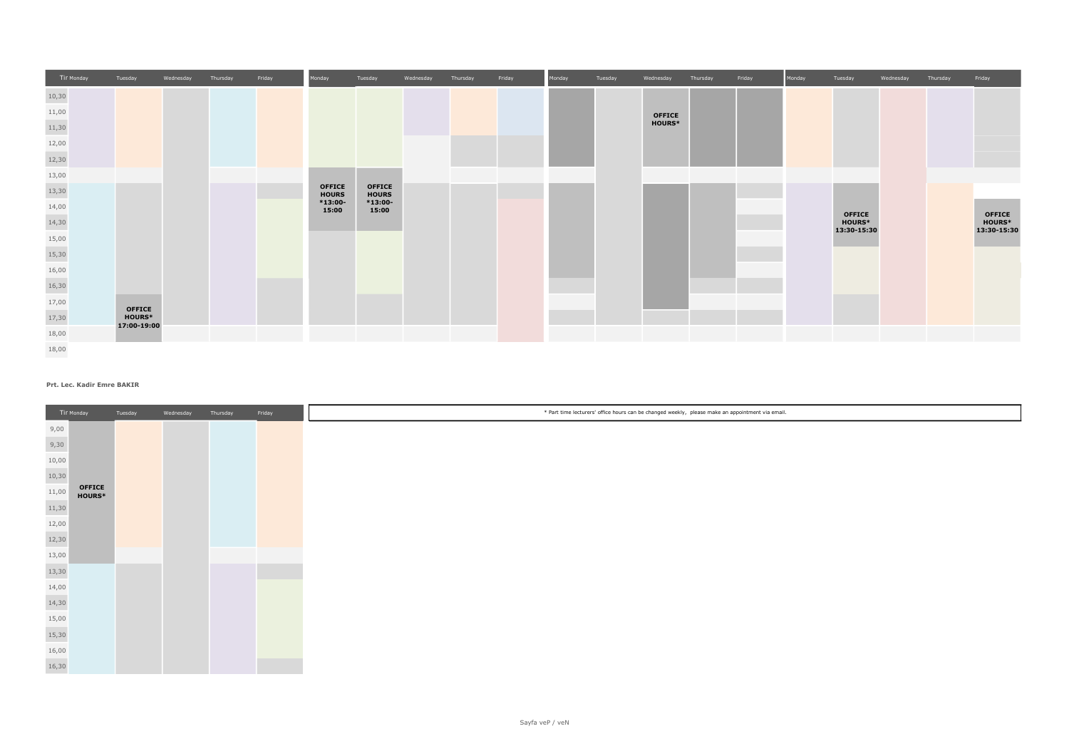| Tir Monday | Tuesday | Wednesday | Thursday | Friday |
|---|---|---|---|---|
| 10,30 | | | | |
| 11,00 | | | | |
| 11,30 | | | | |
| 12,00 | | | | |
| 12,30 | | | | |
| 13,00 | | | | |
| 13,30 | | | | |
| 14,00 | | | | |
| 14,30 | | | | |
| 15,00 | | | | |
| 15,30 | | | | |
| 16,00 | | | | |
| 16,30 | | | | |
| 17,00 | OFFICE HOURS* 17:00-19:00 | | | |
| 17,30 | | | | |
| 18,00 | | | | |
| 18,00 | | | | |

| Monday | Tuesday | Wednesday | Thursday | Friday |
|---|---|---|---|---|
| OFFICE HOURS *13:00-15:00 | OFFICE HOURS *13:00-15:00 | | | |

| Monday | Tuesday | Wednesday | Thursday | Friday |
|---|---|---|---|---|
| | | OFFICE HOURS* | | |

| Monday | Tuesday | Wednesday | Thursday | Friday |
|---|---|---|---|---|
| | OFFICE HOURS* 13:30-15:30 | | | OFFICE HOURS* 13:30-15:30 |

**Prt. Lec. Kadir Emre BAKIR**

| Tir Monday | Tuesday | Wednesday | Thursday | Friday |
|---|---|---|---|---|
| 9,00 | | | | |
| 9,30 | | | | |
| 10,00 | | | | |
| 10,30 | | | | |
| 11,00 OFFICE HOURS* | | | | |
| 11,30 | | | | |
| 12,00 | | | | |
| 12,30 | | | | |
| 13,00 | | | | |
| 13,30 | | | | |
| 14,00 | | | | |
| 14,30 | | | | |
| 15,00 | | | | |
| 15,30 | | | | |
| 16,00 | | | | |
| 16,30 | | | | |

* Part time lecturers' office hours can be changed weekly, please make an appointment via email.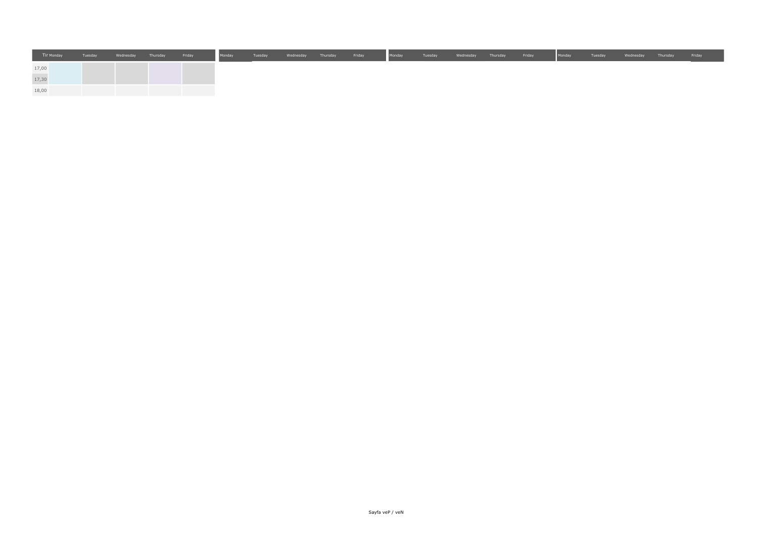| Tir | Monday | Tuesday | Wednesday | Thursday | Friday | Monday | Tuesday | Wednesday | Thursday | Friday | Monday | Tuesday | Wednesday | Thursday | Friday | Monday | Tuesday | Wednesday | Thursday | Friday |
|---|---|---|---|---|---|---|---|---|---|---|---|---|---|---|---|---|---|---|---|---|
| 17,00 | | | | | | | | | | | | | | | | | | | | |
| 17,30 | | | | | | | | | | | | | | | | | | | | |
| 18,00 | | | | | | | | | | | | | | | | | | | | |